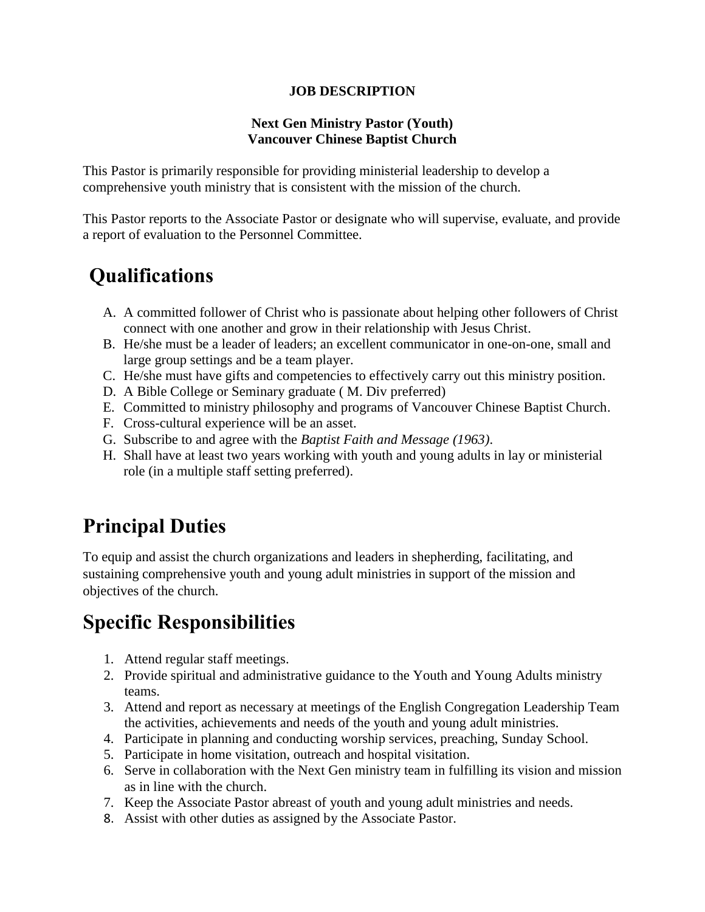**JOB DESCRIPTION**

**Next Gen Ministry Pastor (Youth)**
**Vancouver Chinese Baptist Church**

This Pastor is primarily responsible for providing ministerial leadership to develop a comprehensive youth ministry that is consistent with the mission of the church.

This Pastor reports to the Associate Pastor or designate who will supervise, evaluate, and provide a report of evaluation to the Personnel Committee.

# Qualifications

A. A committed follower of Christ who is passionate about helping other followers of Christ connect with one another and grow in their relationship with Jesus Christ.
B. He/she must be a leader of leaders; an excellent communicator in one-on-one, small and large group settings and be a team player.
C. He/she must have gifts and competencies to effectively carry out this ministry position.
D. A Bible College or Seminary graduate ( M. Div preferred)
E. Committed to ministry philosophy and programs of Vancouver Chinese Baptist Church.
F. Cross-cultural experience will be an asset.
G. Subscribe to and agree with the *Baptist Faith and Message (1963)*.
H. Shall have at least two years working with youth and young adults in lay or ministerial role (in a multiple staff setting preferred).

# Principal Duties

To equip and assist the church organizations and leaders in shepherding, facilitating, and sustaining comprehensive youth and young adult ministries in support of the mission and objectives of the church.

# Specific Responsibilities

1. Attend regular staff meetings.
2. Provide spiritual and administrative guidance to the Youth and Young Adults ministry teams.
3. Attend and report as necessary at meetings of the English Congregation Leadership Team the activities, achievements and needs of the youth and young adult ministries.
4. Participate in planning and conducting worship services, preaching, Sunday School.
5. Participate in home visitation, outreach and hospital visitation.
6. Serve in collaboration with the Next Gen ministry team in fulfilling its vision and mission as in line with the church.
7. Keep the Associate Pastor abreast of youth and young adult ministries and needs.
8. Assist with other duties as assigned by the Associate Pastor.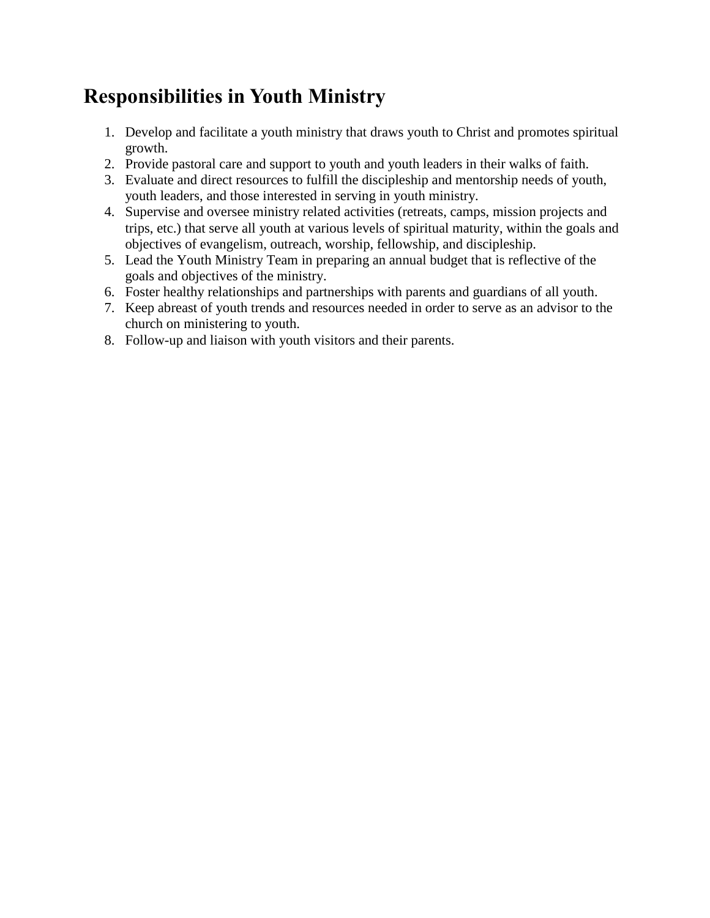## Responsibilities in Youth Ministry

1. Develop and facilitate a youth ministry that draws youth to Christ and promotes spiritual growth.
2. Provide pastoral care and support to youth and youth leaders in their walks of faith.
3. Evaluate and direct resources to fulfill the discipleship and mentorship needs of youth, youth leaders, and those interested in serving in youth ministry.
4. Supervise and oversee ministry related activities (retreats, camps, mission projects and trips, etc.) that serve all youth at various levels of spiritual maturity, within the goals and objectives of evangelism, outreach, worship, fellowship, and discipleship.
5. Lead the Youth Ministry Team in preparing an annual budget that is reflective of the goals and objectives of the ministry.
6. Foster healthy relationships and partnerships with parents and guardians of all youth.
7. Keep abreast of youth trends and resources needed in order to serve as an advisor to the church on ministering to youth.
8. Follow-up and liaison with youth visitors and their parents.